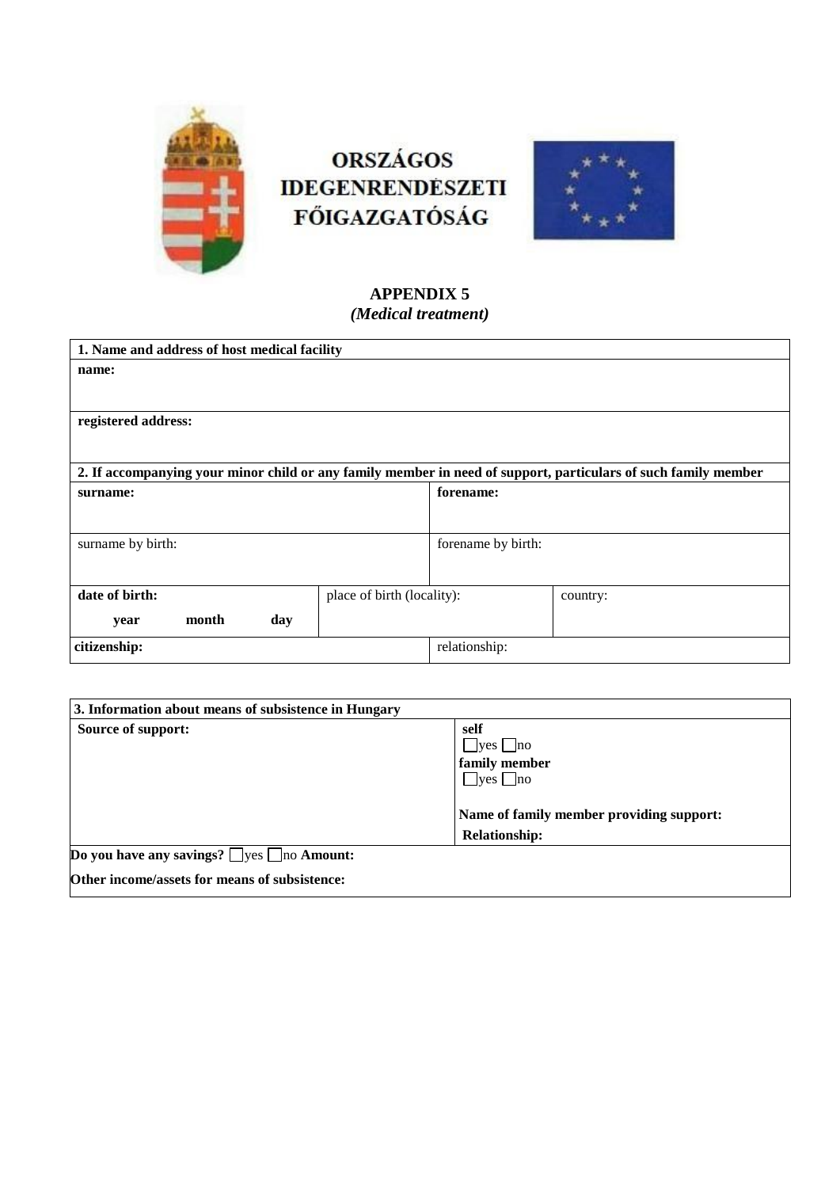**ORSZÁGOS IDEGENRENDÉSZETI FŐIGAZGATÓSÁG**

# APPENDIX 5

*(Medical treatment)*

| **1. Name and address of host medical facility** |
|---|
| **name:** |
| **registered address:** |

| **2. If accompanying your minor child or any family member in need of support, particulars of such family member** | | |
|---|---|---|
| **surname:** | | **forename:** |
| surname by birth: | | forename by birth: |
| **date of birth:** **year** **month** **day** | place of birth (locality): | country: |
| **citizenship:** | | relationship: |

| **3. Information about means of subsistence in Hungary** | |
|---|---|
| **Source of support:** | **self** ☐yes ☐no **family member** ☐yes ☐no **Name of family member providing support:** **Relationship:** |
| **Do you have any savings?** ☐yes ☐no **Amount:** | |
| **Other income/assets for means of subsistence:** | |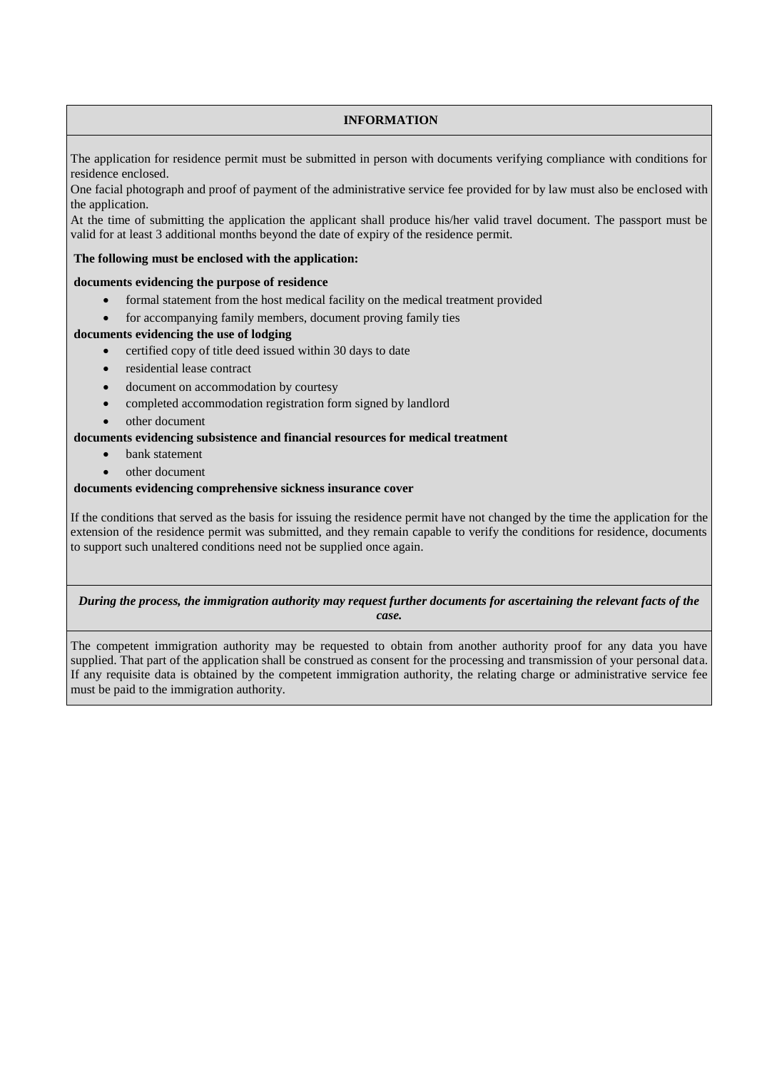## INFORMATION

The application for residence permit must be submitted in person with documents verifying compliance with conditions for residence enclosed.

One facial photograph and proof of payment of the administrative service fee provided for by law must also be enclosed with the application.

At the time of submitting the application the applicant shall produce his/her valid travel document. The passport must be valid for at least 3 additional months beyond the date of expiry of the residence permit.

**The following must be enclosed with the application:**

**documents evidencing the purpose of residence**

- formal statement from the host medical facility on the medical treatment provided
- for accompanying family members, document proving family ties

**documents evidencing the use of lodging**

- certified copy of title deed issued within 30 days to date
- residential lease contract
- document on accommodation by courtesy
- completed accommodation registration form signed by landlord
- other document

**documents evidencing subsistence and financial resources for medical treatment**

- bank statement
- other document

**documents evidencing comprehensive sickness insurance cover**

If the conditions that served as the basis for issuing the residence permit have not changed by the time the application for the extension of the residence permit was submitted, and they remain capable to verify the conditions for residence, documents to support such unaltered conditions need not be supplied once again.

***During the process, the immigration authority may request further documents for ascertaining the relevant facts of the case.***

The competent immigration authority may be requested to obtain from another authority proof for any data you have supplied. That part of the application shall be construed as consent for the processing and transmission of your personal data. If any requisite data is obtained by the competent immigration authority, the relating charge or administrative service fee must be paid to the immigration authority.